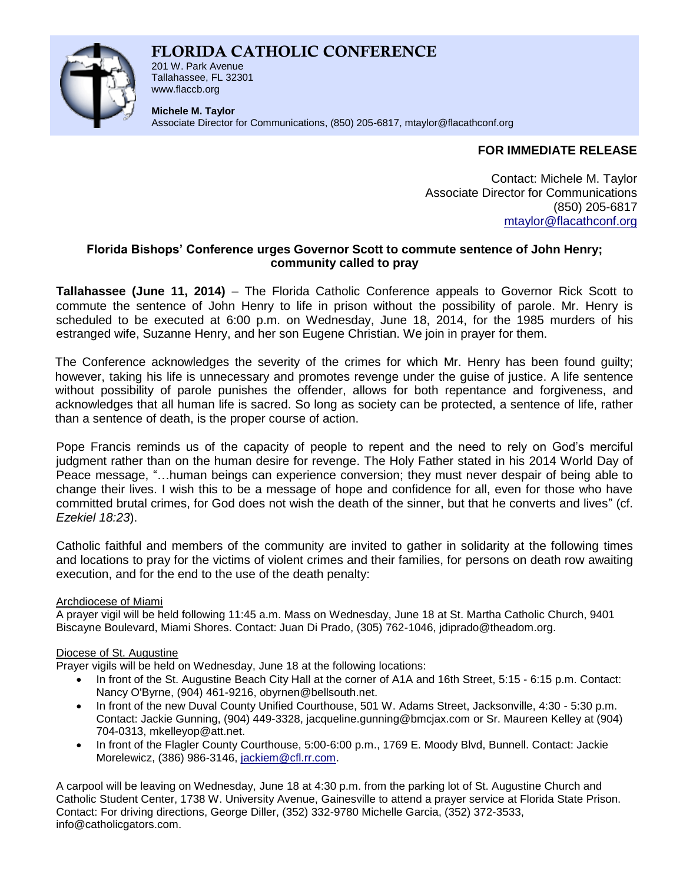# FLORIDA CATHOLIC CONFERENCE

201 W. Park Avenue
Tallahassee, FL 32301
www.flaccb.org

**Michele M. Taylor**
Associate Director for Communications, (850) 205-6817, mtaylor@flacathconf.org

**FOR IMMEDIATE RELEASE**

Contact: Michele M. Taylor
Associate Director for Communications
(850) 205-6817
mtaylor@flacathconf.org

## Florida Bishops' Conference urges Governor Scott to commute sentence of John Henry; community called to pray

**Tallahassee (June 11, 2014)** – The Florida Catholic Conference appeals to Governor Rick Scott to commute the sentence of John Henry to life in prison without the possibility of parole. Mr. Henry is scheduled to be executed at 6:00 p.m. on Wednesday, June 18, 2014, for the 1985 murders of his estranged wife, Suzanne Henry, and her son Eugene Christian. We join in prayer for them.

The Conference acknowledges the severity of the crimes for which Mr. Henry has been found guilty; however, taking his life is unnecessary and promotes revenge under the guise of justice. A life sentence without possibility of parole punishes the offender, allows for both repentance and forgiveness, and acknowledges that all human life is sacred. So long as society can be protected, a sentence of life, rather than a sentence of death, is the proper course of action.

Pope Francis reminds us of the capacity of people to repent and the need to rely on God's merciful judgment rather than on the human desire for revenge. The Holy Father stated in his 2014 World Day of Peace message, "…human beings can experience conversion; they must never despair of being able to change their lives. I wish this to be a message of hope and confidence for all, even for those who have committed brutal crimes, for God does not wish the death of the sinner, but that he converts and lives" (cf. *Ezekiel 18:23*).

Catholic faithful and members of the community are invited to gather in solidarity at the following times and locations to pray for the victims of violent crimes and their families, for persons on death row awaiting execution, and for the end to the use of the death penalty:

Archdiocese of Miami

A prayer vigil will be held following 11:45 a.m. Mass on Wednesday, June 18 at St. Martha Catholic Church, 9401 Biscayne Boulevard, Miami Shores. Contact: Juan Di Prado, (305) 762-1046, jdiprado@theadom.org.

Diocese of St. Augustine

Prayer vigils will be held on Wednesday, June 18 at the following locations:

- In front of the St. Augustine Beach City Hall at the corner of A1A and 16th Street, 5:15 - 6:15 p.m. Contact: Nancy O'Byrne, (904) 461-9216, obyrnen@bellsouth.net.
- In front of the new Duval County Unified Courthouse, 501 W. Adams Street, Jacksonville, 4:30 - 5:30 p.m. Contact: Jackie Gunning, (904) 449-3328, jacqueline.gunning@bmcjax.com or Sr. Maureen Kelley at (904) 704-0313, mkelleyop@att.net.
- In front of the Flagler County Courthouse, 5:00-6:00 p.m., 1769 E. Moody Blvd, Bunnell. Contact: Jackie Morelewicz, (386) 986-3146, jackiem@cfl.rr.com.

A carpool will be leaving on Wednesday, June 18 at 4:30 p.m. from the parking lot of St. Augustine Church and Catholic Student Center, 1738 W. University Avenue, Gainesville to attend a prayer service at Florida State Prison. Contact: For driving directions, George Diller, (352) 332-9780 Michelle Garcia, (352) 372-3533, info@catholicgators.com.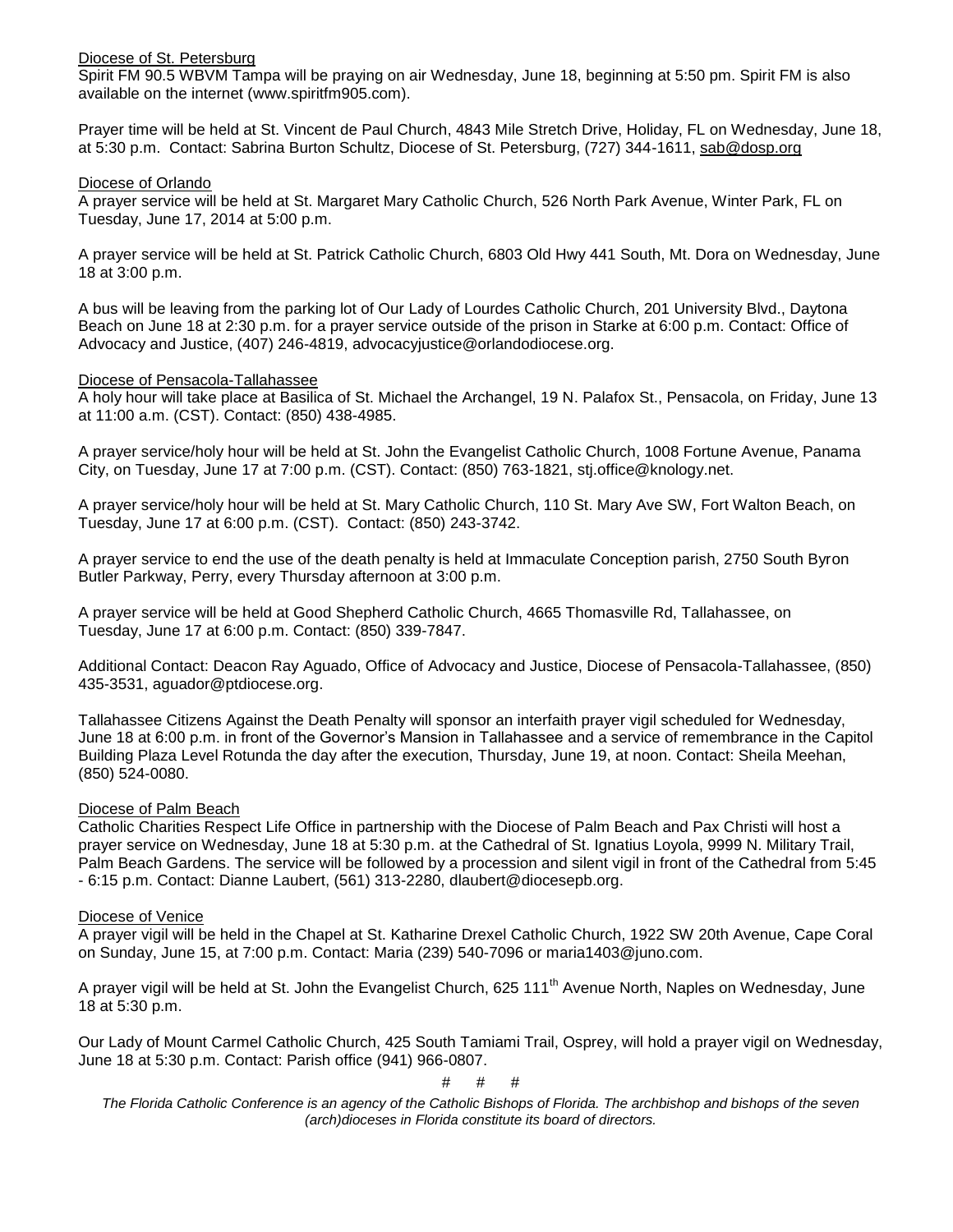Diocese of St. Petersburg

Spirit FM 90.5 WBVM Tampa will be praying on air Wednesday, June 18, beginning at 5:50 pm. Spirit FM is also available on the internet (www.spiritfm905.com).

Prayer time will be held at St. Vincent de Paul Church, 4843 Mile Stretch Drive, Holiday, FL on Wednesday, June 18, at 5:30 p.m. Contact: Sabrina Burton Schultz, Diocese of St. Petersburg, (727) 344-1611, sab@dosp.org

Diocese of Orlando

A prayer service will be held at St. Margaret Mary Catholic Church, 526 North Park Avenue, Winter Park, FL on Tuesday, June 17, 2014 at 5:00 p.m.

A prayer service will be held at St. Patrick Catholic Church, 6803 Old Hwy 441 South, Mt. Dora on Wednesday, June 18 at 3:00 p.m.

A bus will be leaving from the parking lot of Our Lady of Lourdes Catholic Church, 201 University Blvd., Daytona Beach on June 18 at 2:30 p.m. for a prayer service outside of the prison in Starke at 6:00 p.m. Contact: Office of Advocacy and Justice, (407) 246-4819, advocacyjustice@orlandodiocese.org.

Diocese of Pensacola-Tallahassee

A holy hour will take place at Basilica of St. Michael the Archangel, 19 N. Palafox St., Pensacola, on Friday, June 13 at 11:00 a.m. (CST). Contact: (850) 438-4985.

A prayer service/holy hour will be held at St. John the Evangelist Catholic Church, 1008 Fortune Avenue, Panama City, on Tuesday, June 17 at 7:00 p.m. (CST). Contact: (850) 763-1821, stj.office@knology.net.

A prayer service/holy hour will be held at St. Mary Catholic Church, 110 St. Mary Ave SW, Fort Walton Beach, on Tuesday, June 17 at 6:00 p.m. (CST). Contact: (850) 243-3742.

A prayer service to end the use of the death penalty is held at Immaculate Conception parish, 2750 South Byron Butler Parkway, Perry, every Thursday afternoon at 3:00 p.m.

A prayer service will be held at Good Shepherd Catholic Church, 4665 Thomasville Rd, Tallahassee, on Tuesday, June 17 at 6:00 p.m. Contact: (850) 339-7847.

Additional Contact: Deacon Ray Aguado, Office of Advocacy and Justice, Diocese of Pensacola-Tallahassee, (850) 435-3531, aguador@ptdiocese.org.

Tallahassee Citizens Against the Death Penalty will sponsor an interfaith prayer vigil scheduled for Wednesday, June 18 at 6:00 p.m. in front of the Governor's Mansion in Tallahassee and a service of remembrance in the Capitol Building Plaza Level Rotunda the day after the execution, Thursday, June 19, at noon. Contact: Sheila Meehan, (850) 524-0080.

Diocese of Palm Beach

Catholic Charities Respect Life Office in partnership with the Diocese of Palm Beach and Pax Christi will host a prayer service on Wednesday, June 18 at 5:30 p.m. at the Cathedral of St. Ignatius Loyola, 9999 N. Military Trail, Palm Beach Gardens. The service will be followed by a procession and silent vigil in front of the Cathedral from 5:45 - 6:15 p.m. Contact: Dianne Laubert, (561) 313-2280, dlaubert@diocesepb.org.

Diocese of Venice

A prayer vigil will be held in the Chapel at St. Katharine Drexel Catholic Church, 1922 SW 20th Avenue, Cape Coral on Sunday, June 15, at 7:00 p.m. Contact: Maria (239) 540-7096 or maria1403@juno.com.

A prayer vigil will be held at St. John the Evangelist Church, 625 111th Avenue North, Naples on Wednesday, June 18 at 5:30 p.m.

Our Lady of Mount Carmel Catholic Church, 425 South Tamiami Trail, Osprey, will hold a prayer vigil on Wednesday, June 18 at 5:30 p.m. Contact: Parish office (941) 966-0807.

\# # #

*The Florida Catholic Conference is an agency of the Catholic Bishops of Florida. The archbishop and bishops of the seven (arch)dioceses in Florida constitute its board of directors.*